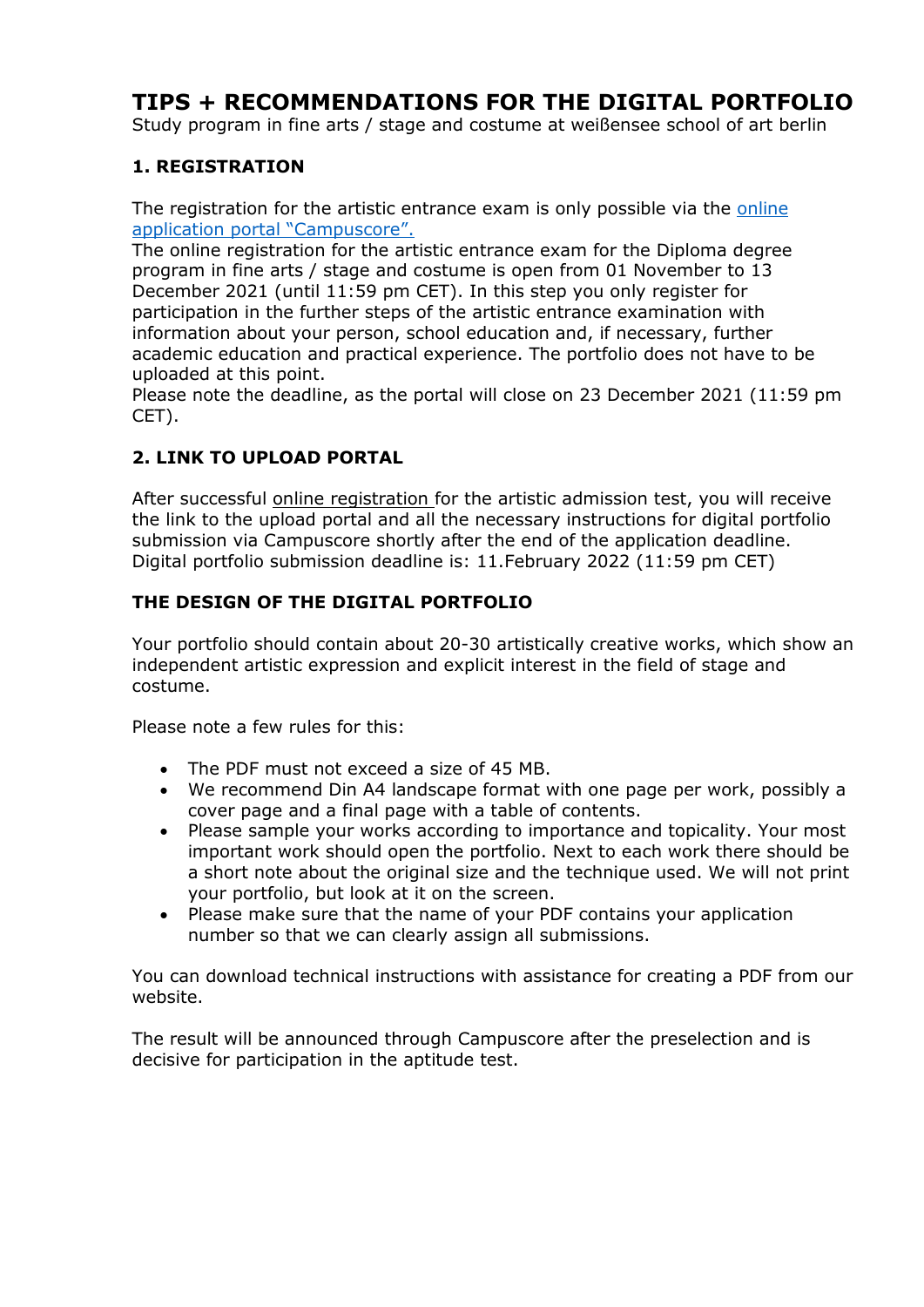# TIPS + RECOMMENDATIONS FOR THE DIGITAL PORTFOLIO

Study program in fine arts / stage and costume at weißensee school of art berlin

## 1. REGISTRATION

The registration for the artistic entrance exam is only possible via the online application portal "Campuscore".

The online registration for the artistic entrance exam for the Diploma degree program in fine arts / stage and costume is open from 01 November to 13 December 2021 (until 11:59 pm CET). In this step you only register for participation in the further steps of the artistic entrance examination with information about your person, school education and, if necessary, further academic education and practical experience. The portfolio does not have to be uploaded at this point.

Please note the deadline, as the portal will close on 23 December 2021 (11:59 pm CET).

## 2. LINK TO UPLOAD PORTAL

After successful online registration for the artistic admission test, you will receive the link to the upload portal and all the necessary instructions for digital portfolio submission via Campuscore shortly after the end of the application deadline. Digital portfolio submission deadline is: 11.February 2022 (11:59 pm CET)

## THE DESIGN OF THE DIGITAL PORTFOLIO

Your portfolio should contain about 20-30 artistically creative works, which show an independent artistic expression and explicit interest in the field of stage and costume.

Please note a few rules for this:

- The PDF must not exceed a size of 45 MB.
- We recommend Din A4 landscape format with one page per work, possibly a cover page and a final page with a table of contents.
- Please sample your works according to importance and topicality. Your most important work should open the portfolio. Next to each work there should be a short note about the original size and the technique used. We will not print your portfolio, but look at it on the screen.
- Please make sure that the name of your PDF contains your application number so that we can clearly assign all submissions.

You can download technical instructions with assistance for creating a PDF from our website.

The result will be announced through Campuscore after the preselection and is decisive for participation in the aptitude test.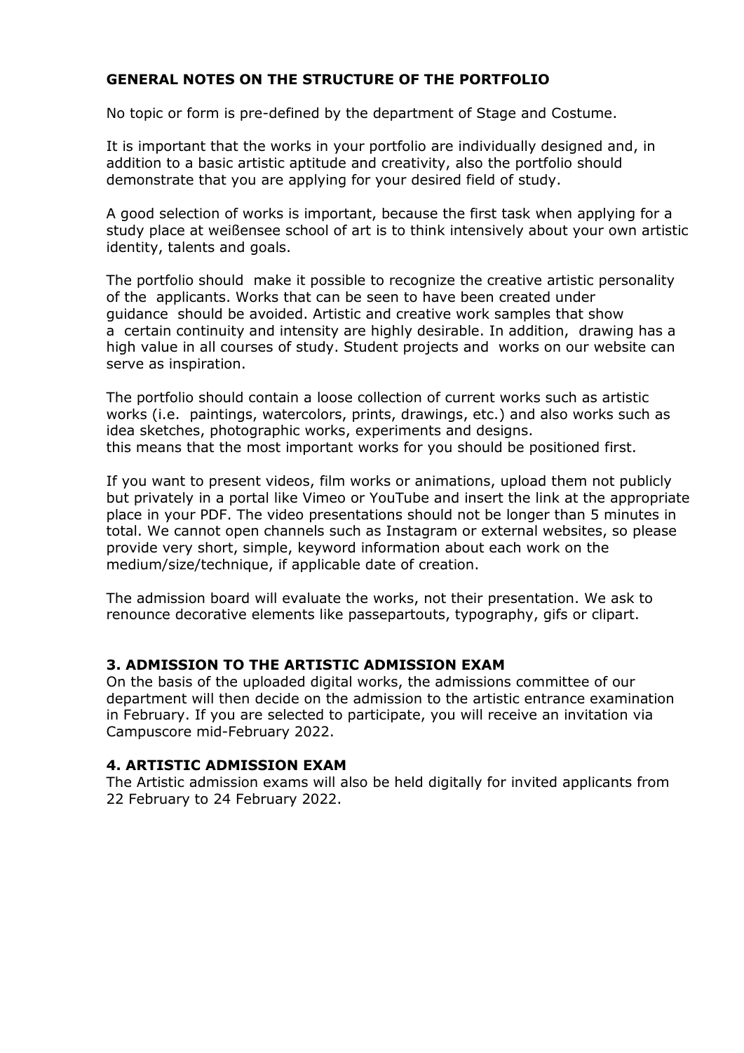## GENERAL NOTES ON THE STRUCTURE OF THE PORTFOLIO

No topic or form is pre-defined by the department of Stage and Costume.

It is important that the works in your portfolio are individually designed and, in addition to a basic artistic aptitude and creativity, also the portfolio should demonstrate that you are applying for your desired field of study.

A good selection of works is important, because the first task when applying for a study place at weißensee school of art is to think intensively about your own artistic identity, talents and goals.

The portfolio should make it possible to recognize the creative artistic personality of the applicants. Works that can be seen to have been created under guidance should be avoided. Artistic and creative work samples that show a certain continuity and intensity are highly desirable. In addition, drawing has a high value in all courses of study. Student projects and works on our website can serve as inspiration.

The portfolio should contain a loose collection of current works such as artistic works (i.e. paintings, watercolors, prints, drawings, etc.) and also works such as idea sketches, photographic works, experiments and designs.
this means that the most important works for you should be positioned first.

If you want to present videos, film works or animations, upload them not publicly but privately in a portal like Vimeo or YouTube and insert the link at the appropriate place in your PDF. The video presentations should not be longer than 5 minutes in total. We cannot open channels such as Instagram or external websites, so please provide very short, simple, keyword information about each work on the medium/size/technique, if applicable date of creation.

The admission board will evaluate the works, not their presentation. We ask to renounce decorative elements like passepartouts, typography, gifs or clipart.

## 3. ADMISSION TO THE ARTISTIC ADMISSION EXAM

On the basis of the uploaded digital works, the admissions committee of our department will then decide on the admission to the artistic entrance examination in February. If you are selected to participate, you will receive an invitation via Campuscore mid-February 2022.

## 4. ARTISTIC ADMISSION EXAM

The Artistic admission exams will also be held digitally for invited applicants from 22 February to 24 February 2022.